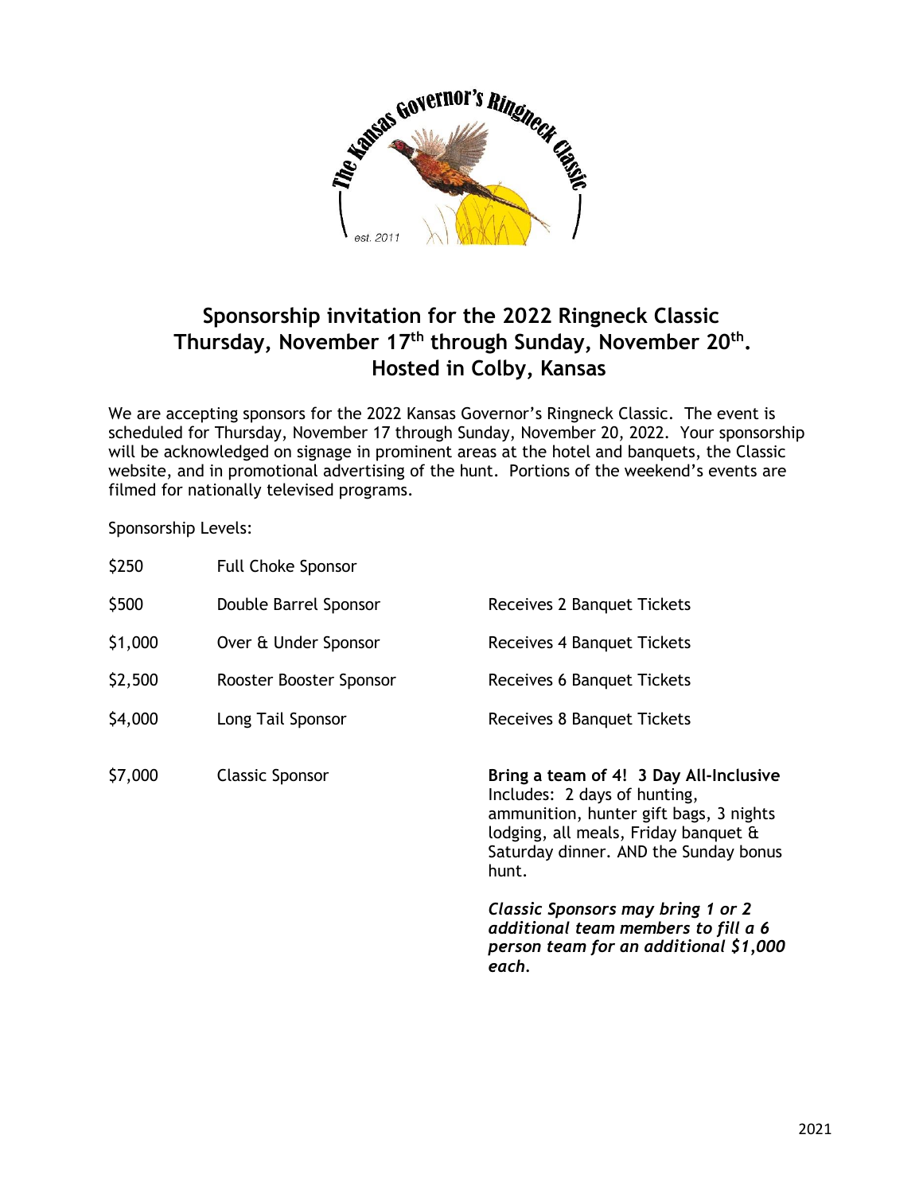## Sponsorship invitation for the 2022 Ringneck Classic
## Thursday, November 17th through Sunday, November 20th.
## Hosted in Colby, Kansas

We are accepting sponsors for the 2022 Kansas Governor's Ringneck Classic. The event is scheduled for Thursday, November 17 through Sunday, November 20, 2022. Your sponsorship will be acknowledged on signage in prominent areas at the hotel and banquets, the Classic website, and in promotional advertising of the hunt. Portions of the weekend's events are filmed for nationally televised programs.

Sponsorship Levels:

| | | |
|---|---|---|
| $250 | Full Choke Sponsor | |
| $500 | Double Barrel Sponsor | Receives 2 Banquet Tickets |
| $1,000 | Over & Under Sponsor | Receives 4 Banquet Tickets |
| $2,500 | Rooster Booster Sponsor | Receives 6 Banquet Tickets |
| $4,000 | Long Tail Sponsor | Receives 8 Banquet Tickets |
| $7,000 | Classic Sponsor | **Bring a team of 4! 3 Day All-Inclusive** Includes: 2 days of hunting, ammunition, hunter gift bags, 3 nights lodging, all meals, Friday banquet & Saturday dinner. AND the Sunday bonus hunt. ***Classic Sponsors may bring 1 or 2 additional team members to fill a 6 person team for an additional $1,000 each.*** |

2021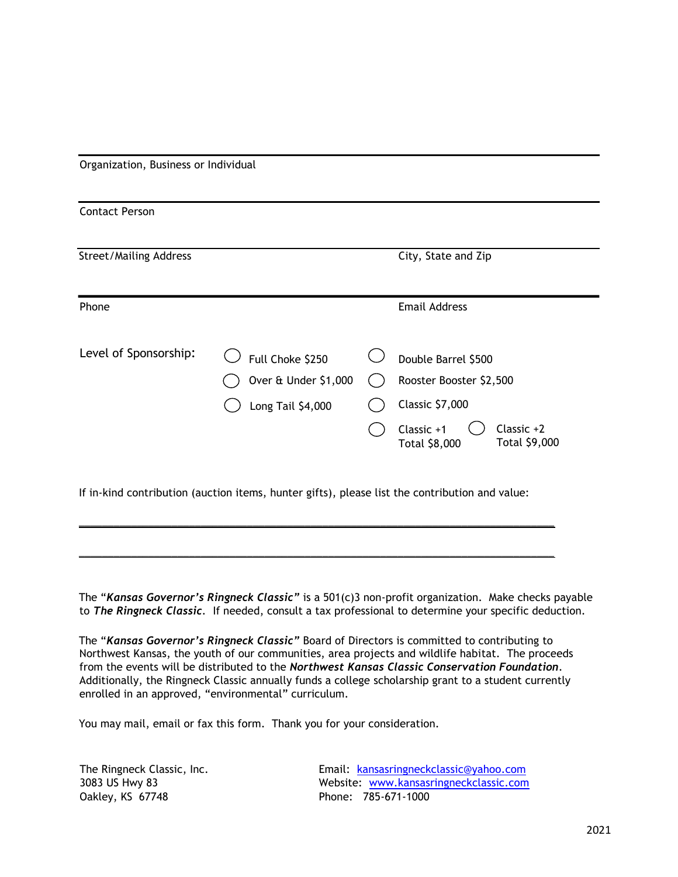\_\_\_\_\_\_\_\_\_\_\_\_\_\_\_\_\_\_\_\_\_\_\_\_\_\_\_\_\_\_\_\_\_\_\_\_\_\_\_\_\_\_\_\_\_\_\_\_\_\_\_\_\_\_\_\_\_\_\_\_\_\_\_\_\_\_\_\_\_\_\_\_\_\_\_\_\_\_

Organization, Business or Individual

\_\_\_\_\_\_\_\_\_\_\_\_\_\_\_\_\_\_\_\_\_\_\_\_\_\_\_\_\_\_\_\_\_\_\_\_\_\_\_\_\_\_\_\_\_\_\_\_\_\_\_\_\_\_\_\_\_\_\_\_\_\_\_\_\_\_\_\_\_\_\_\_\_\_\_\_\_\_

Contact Person

\_\_\_\_\_\_\_\_\_\_\_\_\_\_\_\_\_\_\_\_\_\_\_\_\_\_\_\_\_\_\_\_\_\_\_\_\_\_\_\_\_\_\_\_\_\_\_\_\_\_\_\_\_\_\_\_\_\_\_\_\_\_\_\_\_\_\_\_\_\_\_\_\_\_\_\_\_\_

Street/Mailing Address | City, State and Zip

\_\_\_\_\_\_\_\_\_\_\_\_\_\_\_\_\_\_\_\_\_\_\_\_\_\_\_\_\_\_\_\_\_\_\_\_\_\_\_\_\_\_\_\_\_\_\_\_\_\_\_\_\_\_\_\_\_\_\_\_\_\_\_\_\_\_\_\_\_\_\_\_\_\_\_\_\_\_

Phone | Email Address

Level of Sponsorship:

- ◯ Full Choke $250
- ◯ Double Barrel $500
- ◯ Over & Under $1,000
- ◯ Rooster Booster $2,500
- ◯ Long Tail $4,000
- ◯ Classic $7,000
- ◯ Classic +1 Total $8,000
- ◯ Classic +2 Total $9,000

If in-kind contribution (auction items, hunter gifts), please list the contribution and value:

\_\_\_\_\_\_\_\_\_\_\_\_\_\_\_\_\_\_\_\_\_\_\_\_\_\_\_\_\_\_\_\_\_\_\_\_\_\_\_\_\_\_\_\_\_\_\_\_\_\_\_\_\_\_\_\_\_\_\_\_\_\_\_\_\_\_\_\_\_\_\_\_\_\_\_\_\_\_

\_\_\_\_\_\_\_\_\_\_\_\_\_\_\_\_\_\_\_\_\_\_\_\_\_\_\_\_\_\_\_\_\_\_\_\_\_\_\_\_\_\_\_\_\_\_\_\_\_\_\_\_\_\_\_\_\_\_\_\_\_\_\_\_\_\_\_\_\_\_\_\_\_\_\_\_\_\_

The "***Kansas Governor's Ringneck Classic"*** is a 501(c)3 non-profit organization. Make checks payable to ***The Ringneck Classic***. If needed, consult a tax professional to determine your specific deduction.

The "***Kansas Governor's Ringneck Classic"*** Board of Directors is committed to contributing to Northwest Kansas, the youth of our communities, area projects and wildlife habitat. The proceeds from the events will be distributed to the ***Northwest Kansas Classic Conservation Foundation***. Additionally, the Ringneck Classic annually funds a college scholarship grant to a student currently enrolled in an approved, "environmental" curriculum.

You may mail, email or fax this form. Thank you for your consideration.

The Ringneck Classic, Inc.
3083 US Hwy 83
Oakley, KS 67748

Email: kansasringneckclassic@yahoo.com
Website: www.kansasringneckclassic.com
Phone: 785-671-1000

2021